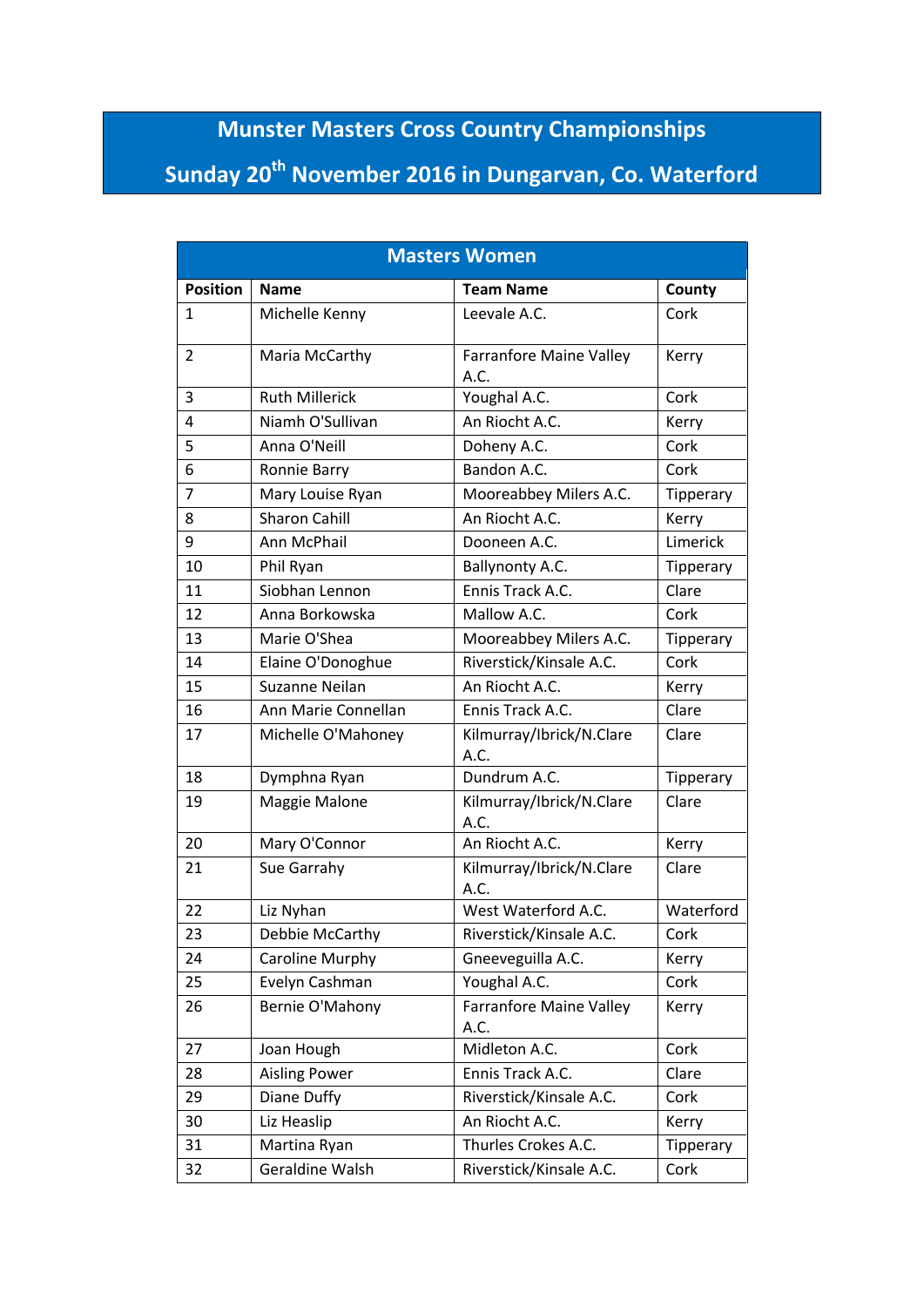# Munster Masters Cross Country Championships

# Sunday 20th November 2016 in Dungarvan, Co. Waterford

| Masters Women | | | |
|---|---|---|---|
| **Position** | **Name** | **Team Name** | **County** |
| 1 | Michelle Kenny | Leevale A.C. | Cork |
| 2 | Maria McCarthy | Farranfore Maine Valley A.C. | Kerry |
| 3 | Ruth Millerick | Youghal A.C. | Cork |
| 4 | Niamh O'Sullivan | An Riocht A.C. | Kerry |
| 5 | Anna O'Neill | Doheny A.C. | Cork |
| 6 | Ronnie Barry | Bandon A.C. | Cork |
| 7 | Mary Louise Ryan | Mooreabbey Milers A.C. | Tipperary |
| 8 | Sharon Cahill | An Riocht A.C. | Kerry |
| 9 | Ann McPhail | Dooneen A.C. | Limerick |
| 10 | Phil Ryan | Ballynonty A.C. | Tipperary |
| 11 | Siobhan Lennon | Ennis Track A.C. | Clare |
| 12 | Anna Borkowska | Mallow A.C. | Cork |
| 13 | Marie O'Shea | Mooreabbey Milers A.C. | Tipperary |
| 14 | Elaine O'Donoghue | Riverstick/Kinsale A.C. | Cork |
| 15 | Suzanne Neilan | An Riocht A.C. | Kerry |
| 16 | Ann Marie Connellan | Ennis Track A.C. | Clare |
| 17 | Michelle O'Mahoney | Kilmurray/Ibrick/N.Clare A.C. | Clare |
| 18 | Dymphna Ryan | Dundrum A.C. | Tipperary |
| 19 | Maggie Malone | Kilmurray/Ibrick/N.Clare A.C. | Clare |
| 20 | Mary O'Connor | An Riocht A.C. | Kerry |
| 21 | Sue Garrahy | Kilmurray/Ibrick/N.Clare A.C. | Clare |
| 22 | Liz Nyhan | West Waterford A.C. | Waterford |
| 23 | Debbie McCarthy | Riverstick/Kinsale A.C. | Cork |
| 24 | Caroline Murphy | Gneeveguilla A.C. | Kerry |
| 25 | Evelyn Cashman | Youghal A.C. | Cork |
| 26 | Bernie O'Mahony | Farranfore Maine Valley A.C. | Kerry |
| 27 | Joan Hough | Midleton A.C. | Cork |
| 28 | Aisling Power | Ennis Track A.C. | Clare |
| 29 | Diane Duffy | Riverstick/Kinsale A.C. | Cork |
| 30 | Liz Heaslip | An Riocht A.C. | Kerry |
| 31 | Martina Ryan | Thurles Crokes A.C. | Tipperary |
| 32 | Geraldine Walsh | Riverstick/Kinsale A.C. | Cork |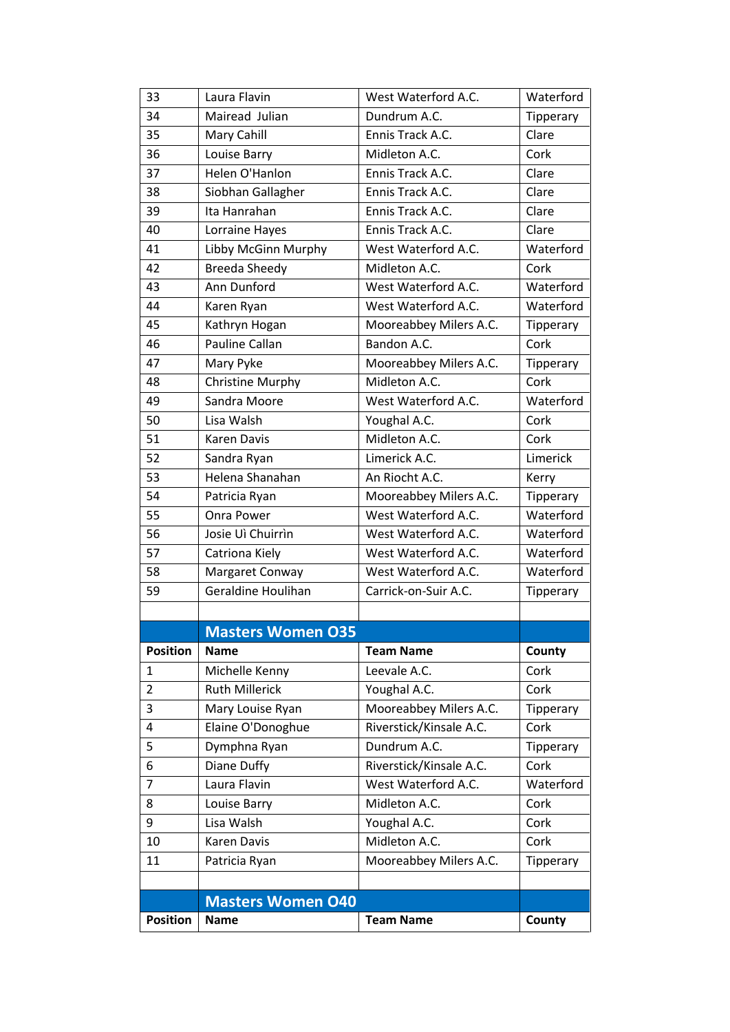| | | | |
|---|---|---|---|
| 33 | Laura Flavin | West Waterford A.C. | Waterford |
| 34 | Mairead Julian | Dundrum A.C. | Tipperary |
| 35 | Mary Cahill | Ennis Track A.C. | Clare |
| 36 | Louise Barry | Midleton A.C. | Cork |
| 37 | Helen O'Hanlon | Ennis Track A.C. | Clare |
| 38 | Siobhan Gallagher | Ennis Track A.C. | Clare |
| 39 | Ita Hanrahan | Ennis Track A.C. | Clare |
| 40 | Lorraine Hayes | Ennis Track A.C. | Clare |
| 41 | Libby McGinn Murphy | West Waterford A.C. | Waterford |
| 42 | Breeda Sheedy | Midleton A.C. | Cork |
| 43 | Ann Dunford | West Waterford A.C. | Waterford |
| 44 | Karen Ryan | West Waterford A.C. | Waterford |
| 45 | Kathryn Hogan | Mooreabbey Milers A.C. | Tipperary |
| 46 | Pauline Callan | Bandon A.C. | Cork |
| 47 | Mary Pyke | Mooreabbey Milers A.C. | Tipperary |
| 48 | Christine Murphy | Midleton A.C. | Cork |
| 49 | Sandra Moore | West Waterford A.C. | Waterford |
| 50 | Lisa Walsh | Youghal A.C. | Cork |
| 51 | Karen Davis | Midleton A.C. | Cork |
| 52 | Sandra Ryan | Limerick A.C. | Limerick |
| 53 | Helena Shanahan | An Riocht A.C. | Kerry |
| 54 | Patricia Ryan | Mooreabbey Milers A.C. | Tipperary |
| 55 | Onra Power | West Waterford A.C. | Waterford |
| 56 | Josie Uì Chuirrìn | West Waterford A.C. | Waterford |
| 57 | Catriona Kiely | West Waterford A.C. | Waterford |
| 58 | Margaret Conway | West Waterford A.C. | Waterford |
| 59 | Geraldine Houlihan | Carrick-on-Suir A.C. | Tipperary |

## Masters Women O35

| Position | Name | Team Name | County |
|---|---|---|---|
| 1 | Michelle Kenny | Leevale A.C. | Cork |
| 2 | Ruth Millerick | Youghal A.C. | Cork |
| 3 | Mary Louise Ryan | Mooreabbey Milers A.C. | Tipperary |
| 4 | Elaine O'Donoghue | Riverstick/Kinsale A.C. | Cork |
| 5 | Dymphna Ryan | Dundrum A.C. | Tipperary |
| 6 | Diane Duffy | Riverstick/Kinsale A.C. | Cork |
| 7 | Laura Flavin | West Waterford A.C. | Waterford |
| 8 | Louise Barry | Midleton A.C. | Cork |
| 9 | Lisa Walsh | Youghal A.C. | Cork |
| 10 | Karen Davis | Midleton A.C. | Cork |
| 11 | Patricia Ryan | Mooreabbey Milers A.C. | Tipperary |

## Masters Women O40

| Position | Name | Team Name | County |
|---|---|---|---|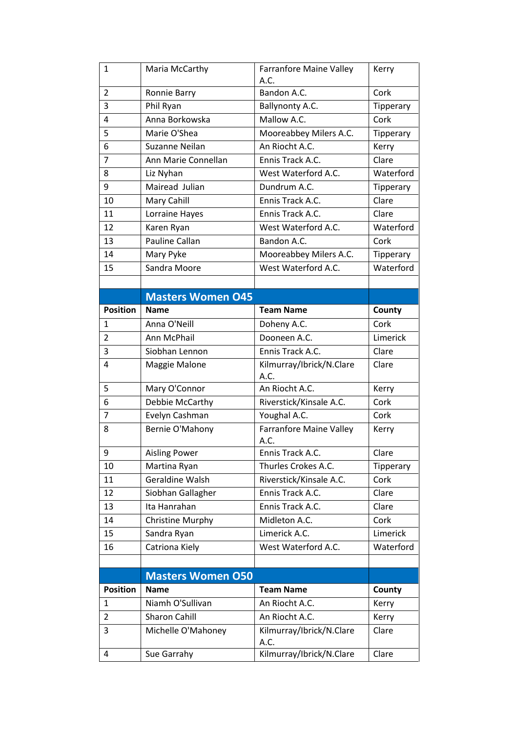| | | | |
|---|---|---|---|
| 1 | Maria McCarthy | Farranfore Maine Valley A.C. | Kerry |
| 2 | Ronnie Barry | Bandon A.C. | Cork |
| 3 | Phil Ryan | Ballynonty A.C. | Tipperary |
| 4 | Anna Borkowska | Mallow A.C. | Cork |
| 5 | Marie O'Shea | Mooreabbey Milers A.C. | Tipperary |
| 6 | Suzanne Neilan | An Riocht A.C. | Kerry |
| 7 | Ann Marie Connellan | Ennis Track A.C. | Clare |
| 8 | Liz Nyhan | West Waterford A.C. | Waterford |
| 9 | Mairead Julian | Dundrum A.C. | Tipperary |
| 10 | Mary Cahill | Ennis Track A.C. | Clare |
| 11 | Lorraine Hayes | Ennis Track A.C. | Clare |
| 12 | Karen Ryan | West Waterford A.C. | Waterford |
| 13 | Pauline Callan | Bandon A.C. | Cork |
| 14 | Mary Pyke | Mooreabbey Milers A.C. | Tipperary |
| 15 | Sandra Moore | West Waterford A.C. | Waterford |

## Masters Women O45

| Position | Name | Team Name | County |
|---|---|---|---|
| 1 | Anna O'Neill | Doheny A.C. | Cork |
| 2 | Ann McPhail | Dooneen A.C. | Limerick |
| 3 | Siobhan Lennon | Ennis Track A.C. | Clare |
| 4 | Maggie Malone | Kilmurray/Ibrick/N.Clare A.C. | Clare |
| 5 | Mary O'Connor | An Riocht A.C. | Kerry |
| 6 | Debbie McCarthy | Riverstick/Kinsale A.C. | Cork |
| 7 | Evelyn Cashman | Youghal A.C. | Cork |
| 8 | Bernie O'Mahony | Farranfore Maine Valley A.C. | Kerry |
| 9 | Aisling Power | Ennis Track A.C. | Clare |
| 10 | Martina Ryan | Thurles Crokes A.C. | Tipperary |
| 11 | Geraldine Walsh | Riverstick/Kinsale A.C. | Cork |
| 12 | Siobhan Gallagher | Ennis Track A.C. | Clare |
| 13 | Ita Hanrahan | Ennis Track A.C. | Clare |
| 14 | Christine Murphy | Midleton A.C. | Cork |
| 15 | Sandra Ryan | Limerick A.C. | Limerick |
| 16 | Catriona Kiely | West Waterford A.C. | Waterford |

## Masters Women O50

| Position | Name | Team Name | County |
|---|---|---|---|
| 1 | Niamh O'Sullivan | An Riocht A.C. | Kerry |
| 2 | Sharon Cahill | An Riocht A.C. | Kerry |
| 3 | Michelle O'Mahoney | Kilmurray/Ibrick/N.Clare A.C. | Clare |
| 4 | Sue Garrahy | Kilmurray/Ibrick/N.Clare | Clare |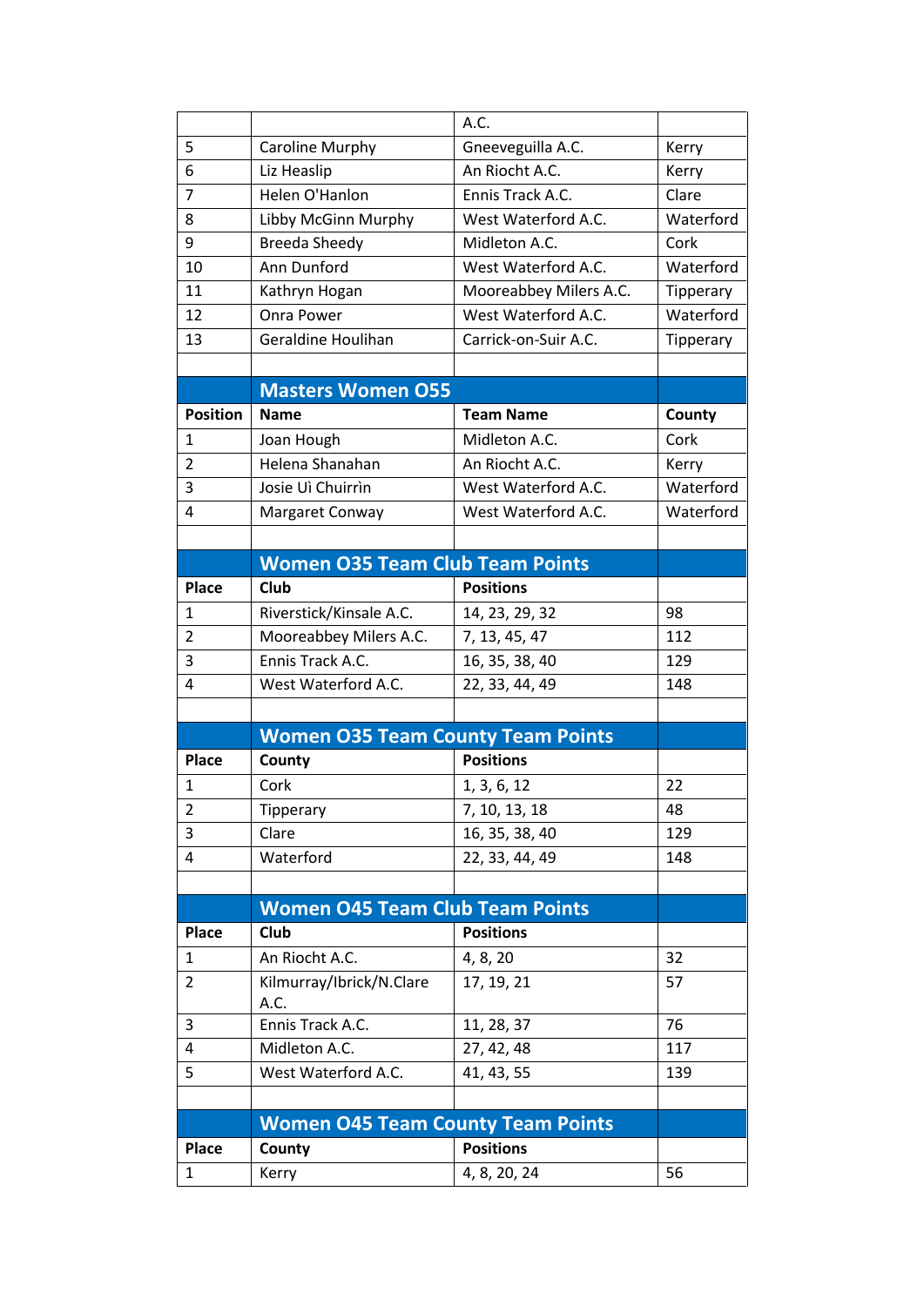| | | A.C. | |
|---|---|---|---|
| 5 | Caroline Murphy | Gneeveguilla A.C. | Kerry |
| 6 | Liz Heaslip | An Riocht A.C. | Kerry |
| 7 | Helen O'Hanlon | Ennis Track A.C. | Clare |
| 8 | Libby McGinn Murphy | West Waterford A.C. | Waterford |
| 9 | Breeda Sheedy | Midleton A.C. | Cork |
| 10 | Ann Dunford | West Waterford A.C. | Waterford |
| 11 | Kathryn Hogan | Mooreabbey Milers A.C. | Tipperary |
| 12 | Onra Power | West Waterford A.C. | Waterford |
| 13 | Geraldine Houlihan | Carrick-on-Suir A.C. | Tipperary |

## Masters Women O55

| Position | Name | Team Name | County |
|---|---|---|---|
| 1 | Joan Hough | Midleton A.C. | Cork |
| 2 | Helena Shanahan | An Riocht A.C. | Kerry |
| 3 | Josie Uì Chuirrìn | West Waterford A.C. | Waterford |
| 4 | Margaret Conway | West Waterford A.C. | Waterford |

## Women O35 Team Club Team Points

| Place | Club | Positions | |
|---|---|---|---|
| 1 | Riverstick/Kinsale A.C. | 14, 23, 29, 32 | 98 |
| 2 | Mooreabbey Milers A.C. | 7, 13, 45, 47 | 112 |
| 3 | Ennis Track A.C. | 16, 35, 38, 40 | 129 |
| 4 | West Waterford A.C. | 22, 33, 44, 49 | 148 |

## Women O35 Team County Team Points

| Place | County | Positions | |
|---|---|---|---|
| 1 | Cork | 1, 3, 6, 12 | 22 |
| 2 | Tipperary | 7, 10, 13, 18 | 48 |
| 3 | Clare | 16, 35, 38, 40 | 129 |
| 4 | Waterford | 22, 33, 44, 49 | 148 |

## Women O45 Team Club Team Points

| Place | Club | Positions | |
|---|---|---|---|
| 1 | An Riocht A.C. | 4, 8, 20 | 32 |
| 2 | Kilmurray/Ibrick/N.Clare A.C. | 17, 19, 21 | 57 |
| 3 | Ennis Track A.C. | 11, 28, 37 | 76 |
| 4 | Midleton A.C. | 27, 42, 48 | 117 |
| 5 | West Waterford A.C. | 41, 43, 55 | 139 |

## Women O45 Team County Team Points

| Place | County | Positions | |
|---|---|---|---|
| 1 | Kerry | 4, 8, 20, 24 | 56 |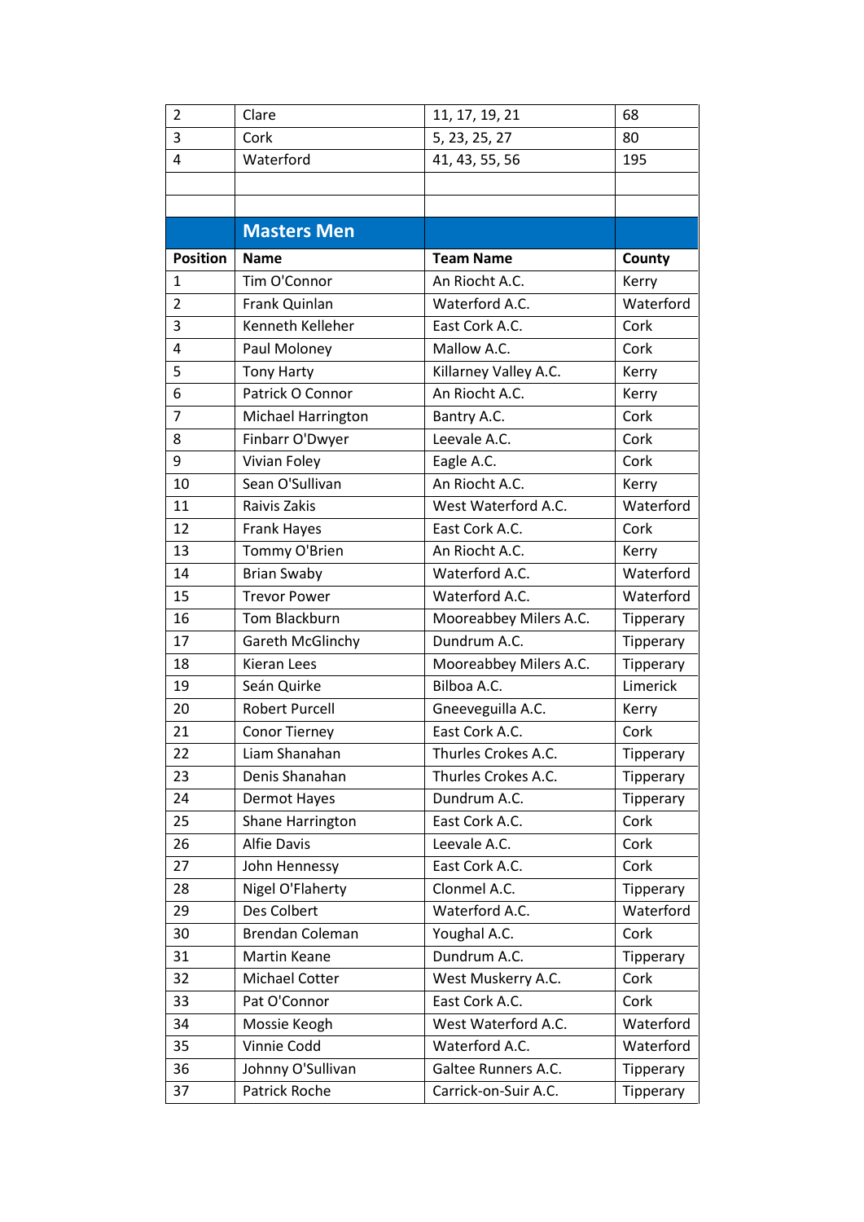| 2 | Clare | 11, 17, 19, 21 | 68 |
|---|---|---|---|
| 3 | Cork | 5, 23, 25, 27 | 80 |
| 4 | Waterford | 41, 43, 55, 56 | 195 |
| | | | |
| | | | |

## Masters Men

| Position | Name | Team Name | County |
|---|---|---|---|
| 1 | Tim O'Connor | An Riocht A.C. | Kerry |
| 2 | Frank Quinlan | Waterford A.C. | Waterford |
| 3 | Kenneth Kelleher | East Cork A.C. | Cork |
| 4 | Paul Moloney | Mallow A.C. | Cork |
| 5 | Tony Harty | Killarney Valley A.C. | Kerry |
| 6 | Patrick O Connor | An Riocht A.C. | Kerry |
| 7 | Michael Harrington | Bantry A.C. | Cork |
| 8 | Finbarr O'Dwyer | Leevale A.C. | Cork |
| 9 | Vivian Foley | Eagle A.C. | Cork |
| 10 | Sean O'Sullivan | An Riocht A.C. | Kerry |
| 11 | Raivis Zakis | West Waterford A.C. | Waterford |
| 12 | Frank Hayes | East Cork A.C. | Cork |
| 13 | Tommy O'Brien | An Riocht A.C. | Kerry |
| 14 | Brian Swaby | Waterford A.C. | Waterford |
| 15 | Trevor Power | Waterford A.C. | Waterford |
| 16 | Tom Blackburn | Mooreabbey Milers A.C. | Tipperary |
| 17 | Gareth McGlinchy | Dundrum A.C. | Tipperary |
| 18 | Kieran Lees | Mooreabbey Milers A.C. | Tipperary |
| 19 | Seán Quirke | Bilboa A.C. | Limerick |
| 20 | Robert Purcell | Gneeveguilla A.C. | Kerry |
| 21 | Conor Tierney | East Cork A.C. | Cork |
| 22 | Liam Shanahan | Thurles Crokes A.C. | Tipperary |
| 23 | Denis Shanahan | Thurles Crokes A.C. | Tipperary |
| 24 | Dermot Hayes | Dundrum A.C. | Tipperary |
| 25 | Shane Harrington | East Cork A.C. | Cork |
| 26 | Alfie Davis | Leevale A.C. | Cork |
| 27 | John Hennessy | East Cork A.C. | Cork |
| 28 | Nigel O'Flaherty | Clonmel A.C. | Tipperary |
| 29 | Des Colbert | Waterford A.C. | Waterford |
| 30 | Brendan Coleman | Youghal A.C. | Cork |
| 31 | Martin Keane | Dundrum A.C. | Tipperary |
| 32 | Michael Cotter | West Muskerry A.C. | Cork |
| 33 | Pat O'Connor | East Cork A.C. | Cork |
| 34 | Mossie Keogh | West Waterford A.C. | Waterford |
| 35 | Vinnie Codd | Waterford A.C. | Waterford |
| 36 | Johnny O'Sullivan | Galtee Runners A.C. | Tipperary |
| 37 | Patrick Roche | Carrick-on-Suir A.C. | Tipperary |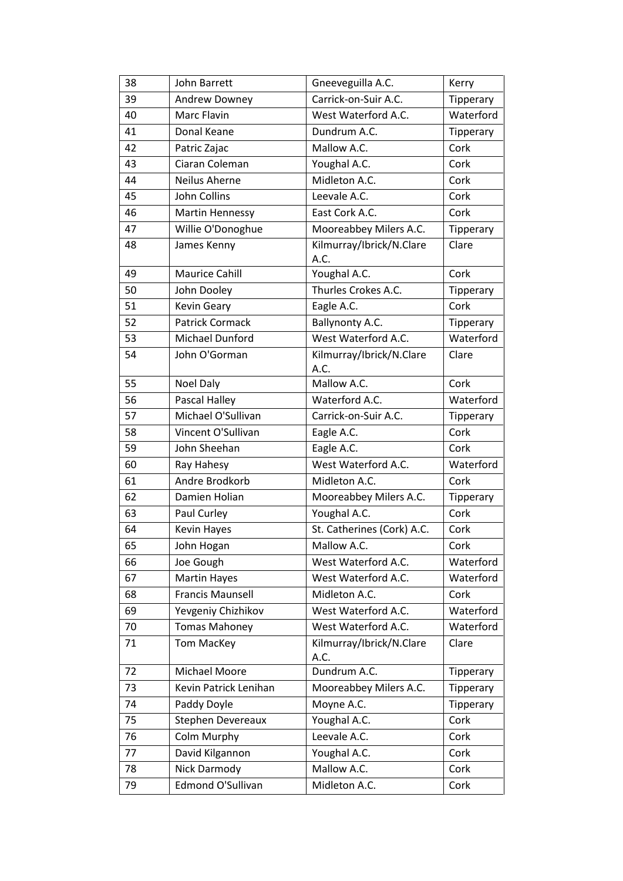| 38 | John Barrett | Gneeveguilla A.C. | Kerry |
|---|---|---|---|
| 39 | Andrew Downey | Carrick-on-Suir A.C. | Tipperary |
| 40 | Marc Flavin | West Waterford A.C. | Waterford |
| 41 | Donal Keane | Dundrum A.C. | Tipperary |
| 42 | Patric Zajac | Mallow A.C. | Cork |
| 43 | Ciaran Coleman | Youghal A.C. | Cork |
| 44 | Neilus Aherne | Midleton A.C. | Cork |
| 45 | John Collins | Leevale A.C. | Cork |
| 46 | Martin Hennessy | East Cork A.C. | Cork |
| 47 | Willie O'Donoghue | Mooreabbey Milers A.C. | Tipperary |
| 48 | James Kenny | Kilmurray/Ibrick/N.Clare A.C. | Clare |
| 49 | Maurice Cahill | Youghal A.C. | Cork |
| 50 | John Dooley | Thurles Crokes A.C. | Tipperary |
| 51 | Kevin Geary | Eagle A.C. | Cork |
| 52 | Patrick Cormack | Ballynonty A.C. | Tipperary |
| 53 | Michael Dunford | West Waterford A.C. | Waterford |
| 54 | John O'Gorman | Kilmurray/Ibrick/N.Clare A.C. | Clare |
| 55 | Noel Daly | Mallow A.C. | Cork |
| 56 | Pascal Halley | Waterford A.C. | Waterford |
| 57 | Michael O'Sullivan | Carrick-on-Suir A.C. | Tipperary |
| 58 | Vincent O'Sullivan | Eagle A.C. | Cork |
| 59 | John Sheehan | Eagle A.C. | Cork |
| 60 | Ray Hahesy | West Waterford A.C. | Waterford |
| 61 | Andre Brodkorb | Midleton A.C. | Cork |
| 62 | Damien Holian | Mooreabbey Milers A.C. | Tipperary |
| 63 | Paul Curley | Youghal A.C. | Cork |
| 64 | Kevin Hayes | St. Catherines (Cork) A.C. | Cork |
| 65 | John Hogan | Mallow A.C. | Cork |
| 66 | Joe Gough | West Waterford A.C. | Waterford |
| 67 | Martin Hayes | West Waterford A.C. | Waterford |
| 68 | Francis Maunsell | Midleton A.C. | Cork |
| 69 | Yevgeniy Chizhikov | West Waterford A.C. | Waterford |
| 70 | Tomas Mahoney | West Waterford A.C. | Waterford |
| 71 | Tom MacKey | Kilmurray/Ibrick/N.Clare A.C. | Clare |
| 72 | Michael Moore | Dundrum A.C. | Tipperary |
| 73 | Kevin Patrick Lenihan | Mooreabbey Milers A.C. | Tipperary |
| 74 | Paddy Doyle | Moyne A.C. | Tipperary |
| 75 | Stephen Devereaux | Youghal A.C. | Cork |
| 76 | Colm Murphy | Leevale A.C. | Cork |
| 77 | David Kilgannon | Youghal A.C. | Cork |
| 78 | Nick Darmody | Mallow A.C. | Cork |
| 79 | Edmond O'Sullivan | Midleton A.C. | Cork |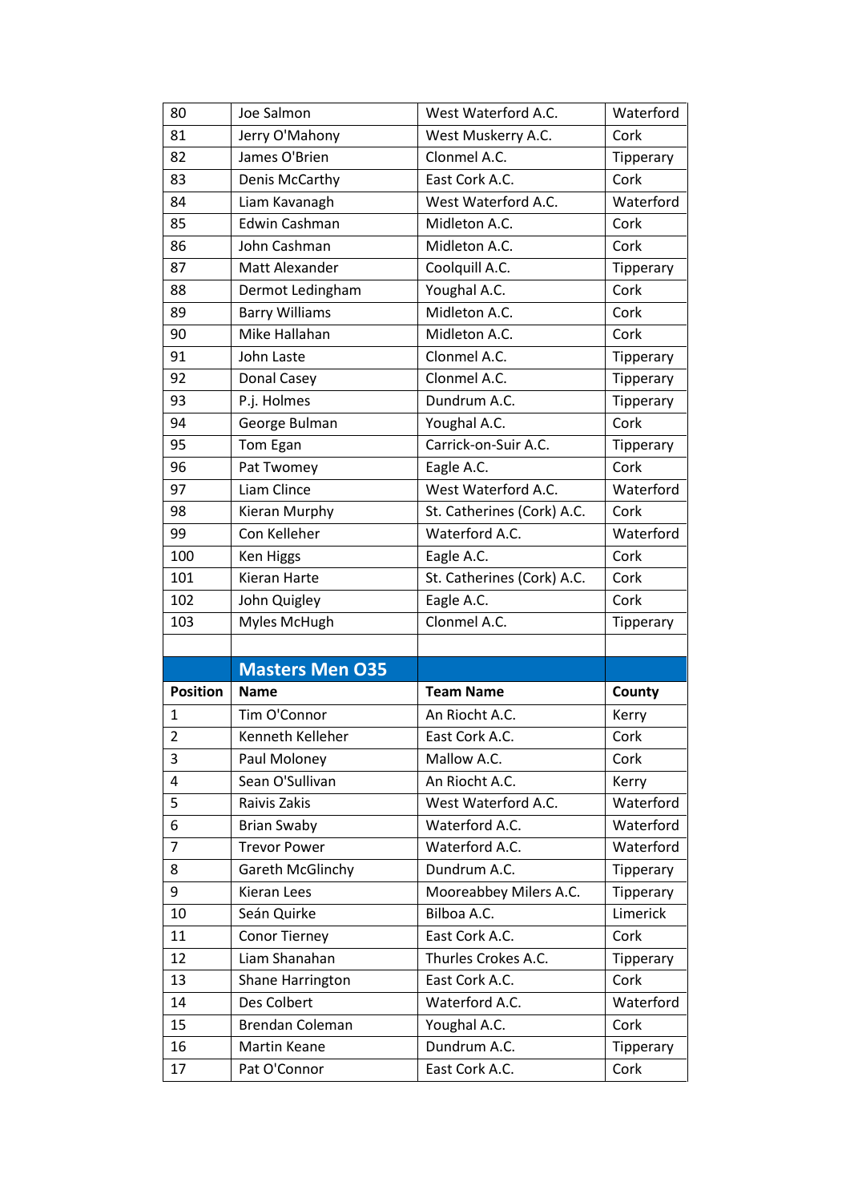| | | | |
|---|---|---|---|
| 80 | Joe Salmon | West Waterford A.C. | Waterford |
| 81 | Jerry O'Mahony | West Muskerry A.C. | Cork |
| 82 | James O'Brien | Clonmel A.C. | Tipperary |
| 83 | Denis McCarthy | East Cork A.C. | Cork |
| 84 | Liam Kavanagh | West Waterford A.C. | Waterford |
| 85 | Edwin Cashman | Midleton A.C. | Cork |
| 86 | John Cashman | Midleton A.C. | Cork |
| 87 | Matt Alexander | Coolquill A.C. | Tipperary |
| 88 | Dermot Ledingham | Youghal A.C. | Cork |
| 89 | Barry Williams | Midleton A.C. | Cork |
| 90 | Mike Hallahan | Midleton A.C. | Cork |
| 91 | John Laste | Clonmel A.C. | Tipperary |
| 92 | Donal Casey | Clonmel A.C. | Tipperary |
| 93 | P.j. Holmes | Dundrum A.C. | Tipperary |
| 94 | George Bulman | Youghal A.C. | Cork |
| 95 | Tom Egan | Carrick-on-Suir A.C. | Tipperary |
| 96 | Pat Twomey | Eagle A.C. | Cork |
| 97 | Liam Clince | West Waterford A.C. | Waterford |
| 98 | Kieran Murphy | St. Catherines (Cork) A.C. | Cork |
| 99 | Con Kelleher | Waterford A.C. | Waterford |
| 100 | Ken Higgs | Eagle A.C. | Cork |
| 101 | Kieran Harte | St. Catherines (Cork) A.C. | Cork |
| 102 | John Quigley | Eagle A.C. | Cork |
| 103 | Myles McHugh | Clonmel A.C. | Tipperary |

## Masters Men O35

| Position | Name | Team Name | County |
|---|---|---|---|
| 1 | Tim O'Connor | An Riocht A.C. | Kerry |
| 2 | Kenneth Kelleher | East Cork A.C. | Cork |
| 3 | Paul Moloney | Mallow A.C. | Cork |
| 4 | Sean O'Sullivan | An Riocht A.C. | Kerry |
| 5 | Raivis Zakis | West Waterford A.C. | Waterford |
| 6 | Brian Swaby | Waterford A.C. | Waterford |
| 7 | Trevor Power | Waterford A.C. | Waterford |
| 8 | Gareth McGlinchy | Dundrum A.C. | Tipperary |
| 9 | Kieran Lees | Mooreabbey Milers A.C. | Tipperary |
| 10 | Seán Quirke | Bilboa A.C. | Limerick |
| 11 | Conor Tierney | East Cork A.C. | Cork |
| 12 | Liam Shanahan | Thurles Crokes A.C. | Tipperary |
| 13 | Shane Harrington | East Cork A.C. | Cork |
| 14 | Des Colbert | Waterford A.C. | Waterford |
| 15 | Brendan Coleman | Youghal A.C. | Cork |
| 16 | Martin Keane | Dundrum A.C. | Tipperary |
| 17 | Pat O'Connor | East Cork A.C. | Cork |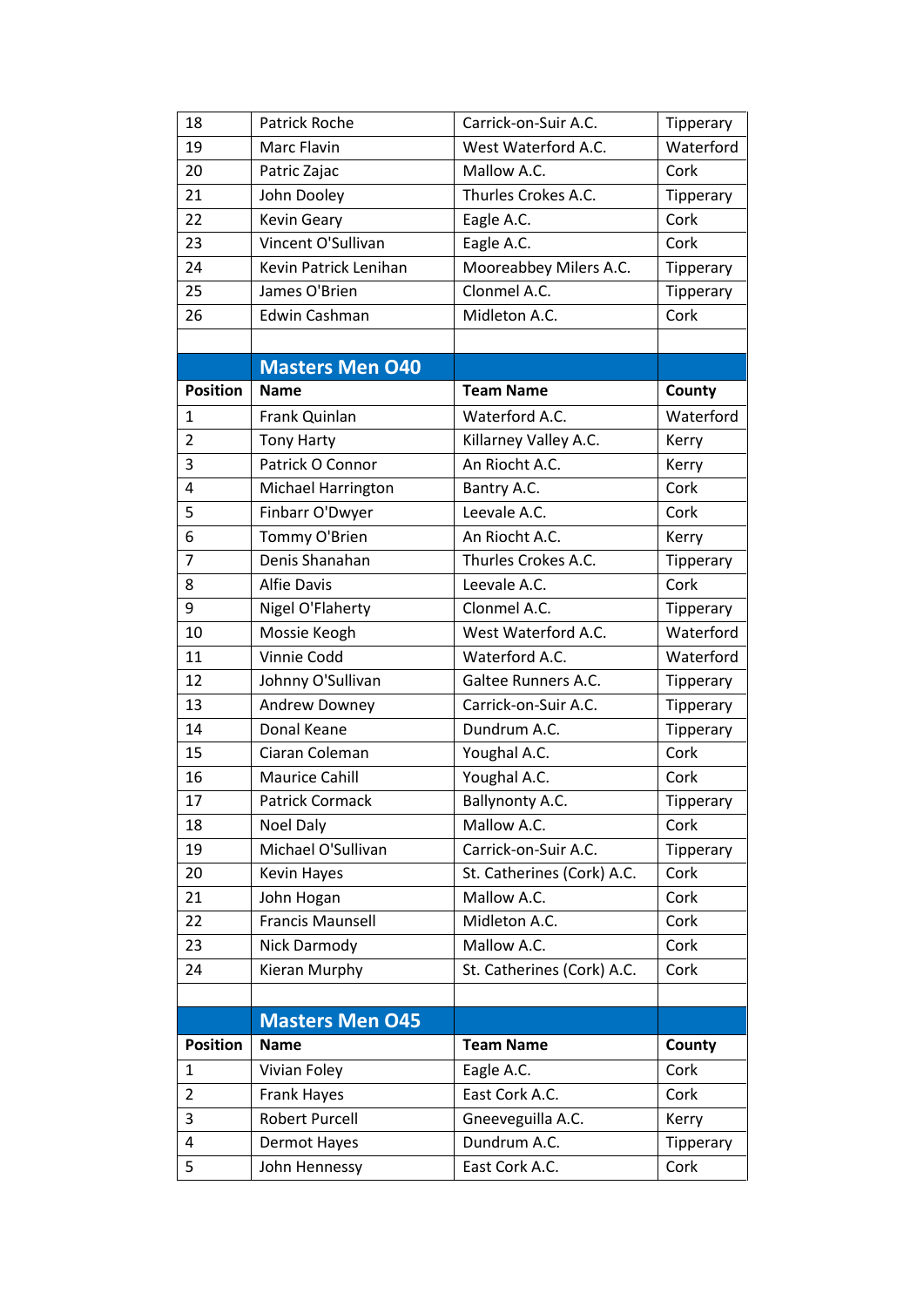| 18 | Patrick Roche | Carrick-on-Suir A.C. | Tipperary |
|---|---|---|---|
| 19 | Marc Flavin | West Waterford A.C. | Waterford |
| 20 | Patric Zajac | Mallow A.C. | Cork |
| 21 | John Dooley | Thurles Crokes A.C. | Tipperary |
| 22 | Kevin Geary | Eagle A.C. | Cork |
| 23 | Vincent O'Sullivan | Eagle A.C. | Cork |
| 24 | Kevin Patrick Lenihan | Mooreabbey Milers A.C. | Tipperary |
| 25 | James O'Brien | Clonmel A.C. | Tipperary |
| 26 | Edwin Cashman | Midleton A.C. | Cork |

## Masters Men O40

| Position | Name | Team Name | County |
|---|---|---|---|
| 1 | Frank Quinlan | Waterford A.C. | Waterford |
| 2 | Tony Harty | Killarney Valley A.C. | Kerry |
| 3 | Patrick O Connor | An Riocht A.C. | Kerry |
| 4 | Michael Harrington | Bantry A.C. | Cork |
| 5 | Finbarr O'Dwyer | Leevale A.C. | Cork |
| 6 | Tommy O'Brien | An Riocht A.C. | Kerry |
| 7 | Denis Shanahan | Thurles Crokes A.C. | Tipperary |
| 8 | Alfie Davis | Leevale A.C. | Cork |
| 9 | Nigel O'Flaherty | Clonmel A.C. | Tipperary |
| 10 | Mossie Keogh | West Waterford A.C. | Waterford |
| 11 | Vinnie Codd | Waterford A.C. | Waterford |
| 12 | Johnny O'Sullivan | Galtee Runners A.C. | Tipperary |
| 13 | Andrew Downey | Carrick-on-Suir A.C. | Tipperary |
| 14 | Donal Keane | Dundrum A.C. | Tipperary |
| 15 | Ciaran Coleman | Youghal A.C. | Cork |
| 16 | Maurice Cahill | Youghal A.C. | Cork |
| 17 | Patrick Cormack | Ballynonty A.C. | Tipperary |
| 18 | Noel Daly | Mallow A.C. | Cork |
| 19 | Michael O'Sullivan | Carrick-on-Suir A.C. | Tipperary |
| 20 | Kevin Hayes | St. Catherines (Cork) A.C. | Cork |
| 21 | John Hogan | Mallow A.C. | Cork |
| 22 | Francis Maunsell | Midleton A.C. | Cork |
| 23 | Nick Darmody | Mallow A.C. | Cork |
| 24 | Kieran Murphy | St. Catherines (Cork) A.C. | Cork |

## Masters Men O45

| Position | Name | Team Name | County |
|---|---|---|---|
| 1 | Vivian Foley | Eagle A.C. | Cork |
| 2 | Frank Hayes | East Cork A.C. | Cork |
| 3 | Robert Purcell | Gneeveguilla A.C. | Kerry |
| 4 | Dermot Hayes | Dundrum A.C. | Tipperary |
| 5 | John Hennessy | East Cork A.C. | Cork |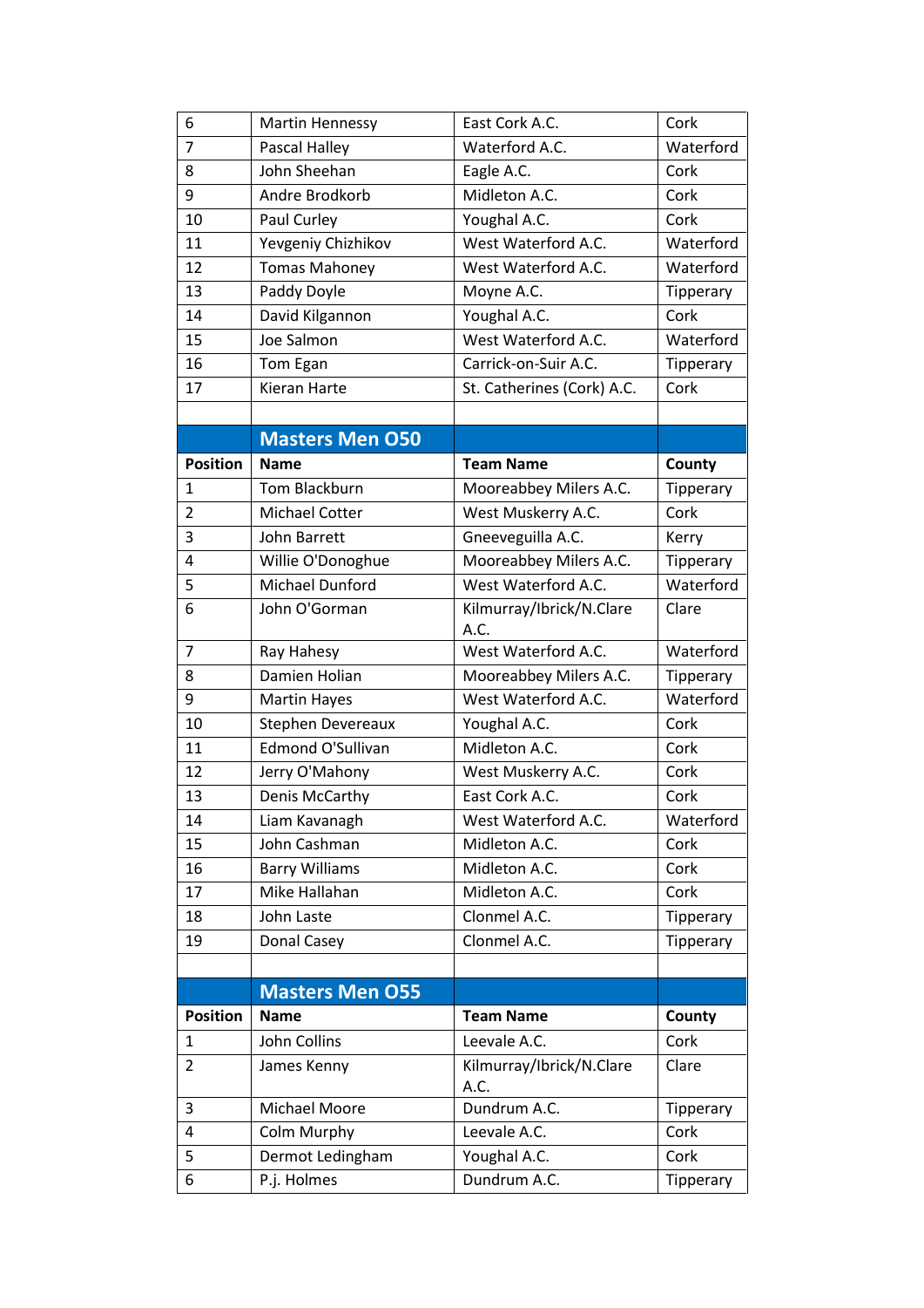| 6 | Martin Hennessy | East Cork A.C. | Cork |
|---|---|---|---|
| 7 | Pascal Halley | Waterford A.C. | Waterford |
| 8 | John Sheehan | Eagle A.C. | Cork |
| 9 | Andre Brodkorb | Midleton A.C. | Cork |
| 10 | Paul Curley | Youghal A.C. | Cork |
| 11 | Yevgeniy Chizhikov | West Waterford A.C. | Waterford |
| 12 | Tomas Mahoney | West Waterford A.C. | Waterford |
| 13 | Paddy Doyle | Moyne A.C. | Tipperary |
| 14 | David Kilgannon | Youghal A.C. | Cork |
| 15 | Joe Salmon | West Waterford A.C. | Waterford |
| 16 | Tom Egan | Carrick-on-Suir A.C. | Tipperary |
| 17 | Kieran Harte | St. Catherines (Cork) A.C. | Cork |

## Masters Men O50

| Position | Name | Team Name | County |
|---|---|---|---|
| 1 | Tom Blackburn | Mooreabbey Milers A.C. | Tipperary |
| 2 | Michael Cotter | West Muskerry A.C. | Cork |
| 3 | John Barrett | Gneeveguilla A.C. | Kerry |
| 4 | Willie O'Donoghue | Mooreabbey Milers A.C. | Tipperary |
| 5 | Michael Dunford | West Waterford A.C. | Waterford |
| 6 | John O'Gorman | Kilmurray/Ibrick/N.Clare A.C. | Clare |
| 7 | Ray Hahesy | West Waterford A.C. | Waterford |
| 8 | Damien Holian | Mooreabbey Milers A.C. | Tipperary |
| 9 | Martin Hayes | West Waterford A.C. | Waterford |
| 10 | Stephen Devereaux | Youghal A.C. | Cork |
| 11 | Edmond O'Sullivan | Midleton A.C. | Cork |
| 12 | Jerry O'Mahony | West Muskerry A.C. | Cork |
| 13 | Denis McCarthy | East Cork A.C. | Cork |
| 14 | Liam Kavanagh | West Waterford A.C. | Waterford |
| 15 | John Cashman | Midleton A.C. | Cork |
| 16 | Barry Williams | Midleton A.C. | Cork |
| 17 | Mike Hallahan | Midleton A.C. | Cork |
| 18 | John Laste | Clonmel A.C. | Tipperary |
| 19 | Donal Casey | Clonmel A.C. | Tipperary |

## Masters Men O55

| Position | Name | Team Name | County |
|---|---|---|---|
| 1 | John Collins | Leevale A.C. | Cork |
| 2 | James Kenny | Kilmurray/Ibrick/N.Clare A.C. | Clare |
| 3 | Michael Moore | Dundrum A.C. | Tipperary |
| 4 | Colm Murphy | Leevale A.C. | Cork |
| 5 | Dermot Ledingham | Youghal A.C. | Cork |
| 6 | P.j. Holmes | Dundrum A.C. | Tipperary |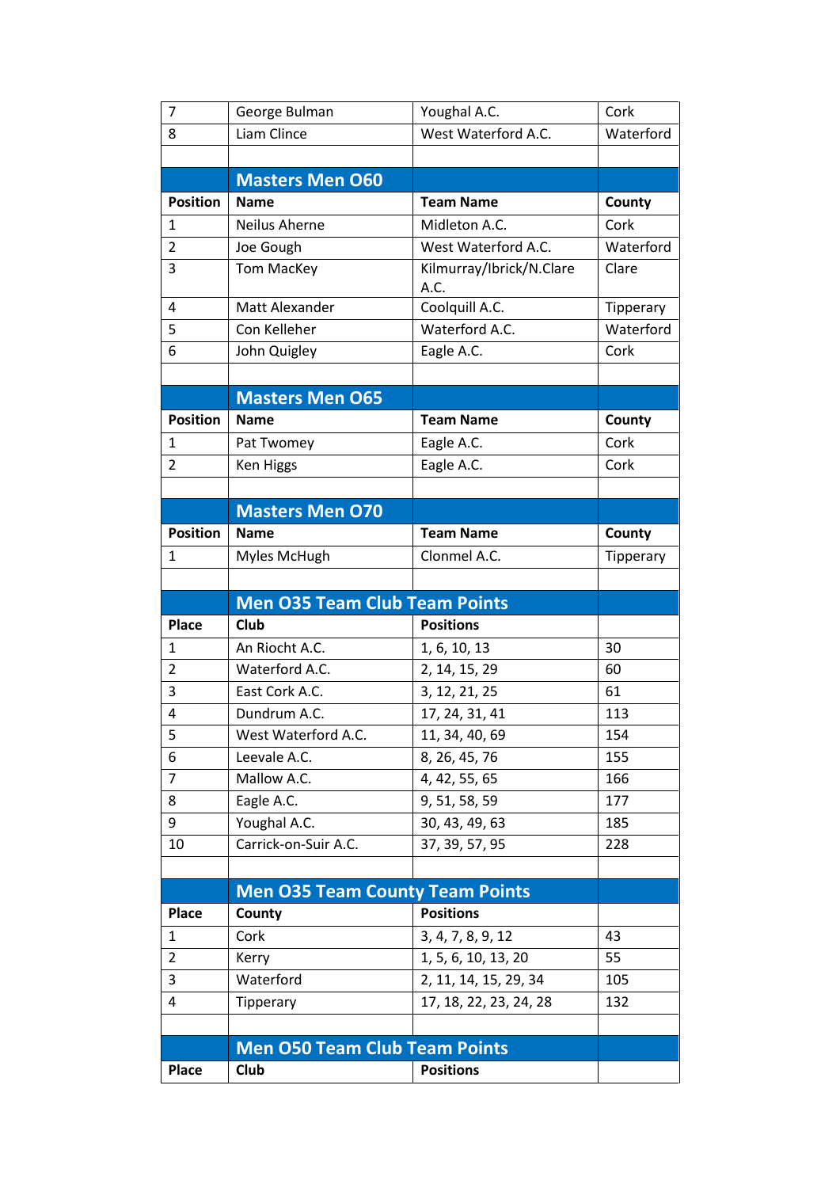| | | | |
|---|---|---|---|
| 7 | George Bulman | Youghal A.C. | Cork |
| 8 | Liam Clince | West Waterford A.C. | Waterford |

## Masters Men O60

| Position | Name | Team Name | County |
|---|---|---|---|
| 1 | Neilus Aherne | Midleton A.C. | Cork |
| 2 | Joe Gough | West Waterford A.C. | Waterford |
| 3 | Tom MacKey | Kilmurray/Ibrick/N.Clare A.C. | Clare |
| 4 | Matt Alexander | Coolquill A.C. | Tipperary |
| 5 | Con Kelleher | Waterford A.C. | Waterford |
| 6 | John Quigley | Eagle A.C. | Cork |

## Masters Men O65

| Position | Name | Team Name | County |
|---|---|---|---|
| 1 | Pat Twomey | Eagle A.C. | Cork |
| 2 | Ken Higgs | Eagle A.C. | Cork |

## Masters Men O70

| Position | Name | Team Name | County |
|---|---|---|---|
| 1 | Myles McHugh | Clonmel A.C. | Tipperary |

## Men O35 Team Club Team Points

| Place | Club | Positions | |
|---|---|---|---|
| 1 | An Riocht A.C. | 1, 6, 10, 13 | 30 |
| 2 | Waterford A.C. | 2, 14, 15, 29 | 60 |
| 3 | East Cork A.C. | 3, 12, 21, 25 | 61 |
| 4 | Dundrum A.C. | 17, 24, 31, 41 | 113 |
| 5 | West Waterford A.C. | 11, 34, 40, 69 | 154 |
| 6 | Leevale A.C. | 8, 26, 45, 76 | 155 |
| 7 | Mallow A.C. | 4, 42, 55, 65 | 166 |
| 8 | Eagle A.C. | 9, 51, 58, 59 | 177 |
| 9 | Youghal A.C. | 30, 43, 49, 63 | 185 |
| 10 | Carrick-on-Suir A.C. | 37, 39, 57, 95 | 228 |

## Men O35 Team County Team Points

| Place | County | Positions | |
|---|---|---|---|
| 1 | Cork | 3, 4, 7, 8, 9, 12 | 43 |
| 2 | Kerry | 1, 5, 6, 10, 13, 20 | 55 |
| 3 | Waterford | 2, 11, 14, 15, 29, 34 | 105 |
| 4 | Tipperary | 17, 18, 22, 23, 24, 28 | 132 |

## Men O50 Team Club Team Points

| Place | Club | Positions | |
|---|---|---|---|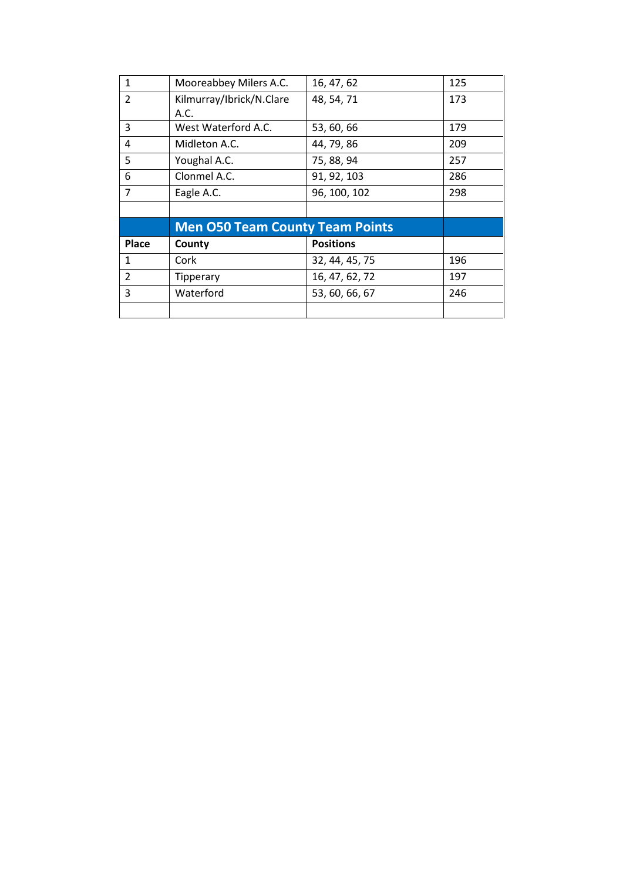| | | | |
|---|---|---|---|
| 1 | Mooreabbey Milers A.C. | 16, 47, 62 | 125 |
| 2 | Kilmurray/Ibrick/N.Clare A.C. | 48, 54, 71 | 173 |
| 3 | West Waterford A.C. | 53, 60, 66 | 179 |
| 4 | Midleton A.C. | 44, 79, 86 | 209 |
| 5 | Youghal A.C. | 75, 88, 94 | 257 |
| 6 | Clonmel A.C. | 91, 92, 103 | 286 |
| 7 | Eagle A.C. | 96, 100, 102 | 298 |

| | Men O50 Team County Team Points | | |
|---|---|---|---|
| **Place** | **County** | **Positions** | |
| 1 | Cork | 32, 44, 45, 75 | 196 |
| 2 | Tipperary | 16, 47, 62, 72 | 197 |
| 3 | Waterford | 53, 60, 66, 67 | 246 |